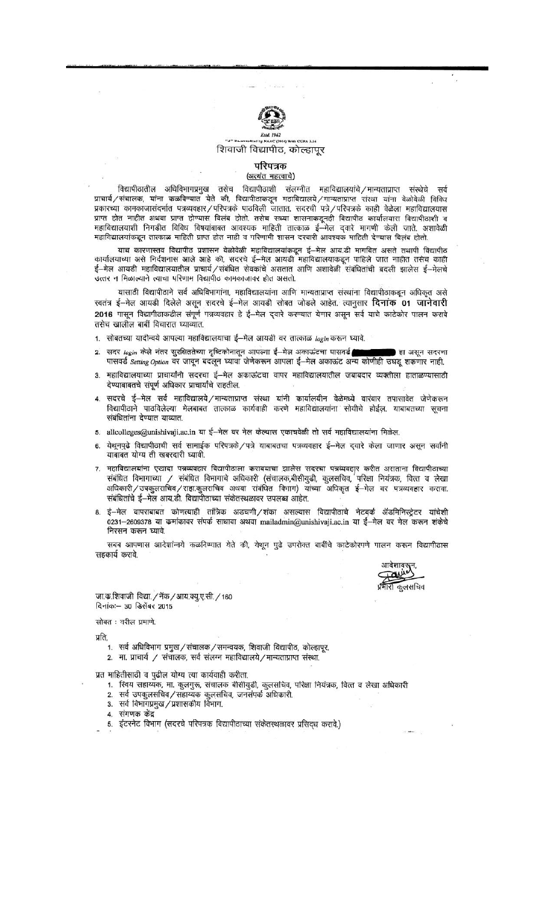Estd. 1962

"A" Re-accredited by NAAC (2014) With CGPA 3.16

# शिवाजी विद्यापीठ, कोल्हापूर

## परिपत्रक

(अत्यंत महत्वाचे)

विद्यापीठातील अधिविभागप्रमुख तसेच विद्यापीठाशी संलग्नीत महाविद्यालयांचे/मान्यताप्राप्त संस्थेचे सर्व प्राचार्य/संचालक, यांना कळविण्यात येते की, विद्यापीठाकडून महाविद्यालये/मान्यताप्राप्त संस्था यांना वेळोवेळी विविध प्रकारच्या कामकाजासंदर्भात पत्रव्यवहार/परिपत्रके पाठविली जातात. सदरची पत्रे/परिपत्रके काही वेळेला महाविद्यालयास प्राप्त होत नाहीत अथवा प्राप्त होण्यास विलंब होतो. तसेच सध्या शासनाकडूनही विद्यापीठ कार्यालयाला विद्यापीठाशी व महाविद्यालयाशी निगडीत विविध विषयांबाबत आवश्यक माहिती तात्काळ ई-मेल द्वारे मागणी केली जाते. अशावेळी महाविद्यालयांकडून तात्काळ माहिती प्राप्त होत नाही व परिणामी शासन दरबारी आवश्यक माहिती देण्यास विलंब होतो.

याच कारणास्तव विद्यापीठ प्रशासन वेळोवेळी महाविद्यालयांकडून ई-मेल आय.डी मागवित असते तथापी विद्यापीठ कार्यालयाच्या असे निर्देशनास आले आहे की, सदरचे ई-मेल आयडी महाविद्यालयाकडून पाहिले जात नाहीत तसेच काही ई-मेल आयडी महाविद्यालयातील प्राचार्य/संबंधित सेवकांचे असतात आणि अशावेळी संबंधितांची बदली झालेस ई-मेलचे उत्तर न मिळाल्याने त्याचा परिणाम विद्यापीठ कामकाजावर होत असतो.

यासाठी विद्यापीठाने सर्व अधिविभागांना, महाविद्यालयांना आणि मान्यताप्राप्त संस्थांना विद्यापीठाकडून अधिकृत असे स्वतंत्र ई-मेल आयडी दिलेले असून सदरचे ई-मेल आयडी सोबत जोडले आहेत. त्यानुसार **दिनांक 01 जानेवारी 2016** पासून विद्यापीठाकडील संपूर्ण पत्रव्यवहार हे ई-मेल द्वारे करण्यात येणार असून सर्व याचे काटेकोर पालन करावे तसेच खालील बाबीं विचारात घ्याव्यात.

1. सोबतच्या यादीन्वये आपल्या महाविद्यालयाचा ई-मेल आयडी वर तात्काळ *login* करून घ्यावे.
2. सदर *login* केले नंतर सुरक्षिततेच्या दृष्टिकोनातून आपल्या ई-मेल अकाऊंटचा पासवर्ड [redacted] हा असून सदरचा पासवर्ड *Setting Option* वर जावून बदलून घ्यावा जेणेकरून आपला ई-मेल अकाऊंट अन्य कोणीही उघडू शकणार नाही.
3. महाविद्यालयाच्या प्राचार्यांनी सदरचा ई-मेल अकाऊंटचा वापर महाविद्यालयातील जबाबदार व्यक्तीला हाताळण्यासाठी देण्याबाबतचे संपूर्ण अधिकार प्राचार्यांचे राहतील.
4. सदरचे ई-मेल सर्व महाविद्यालये/मान्यताप्राप्त संस्था यांनी कार्यालयीन वेळेमध्ये वारंवार तपासावेत जेणेकरून विद्यापीठाने पाठविलेल्या मेलबाबत तात्काळ कार्यवाही करणे महाविद्यालयांना सोयीचे होईल. याबाबतच्या सूचना संबंधितांना देण्यात याव्यात.
5. allcolleges@unishivaji.ac.in या ई-मेल वर मेल केल्यास एकाचवेळी तो सर्व महाविद्यालयांना मिळेल.
6. येथूनपुढे विद्यापीठाची सर्व सामाईक परिपत्रके/पत्रे याबाबतचा पत्रव्यवहार ई-मेल द्वारे केला जाणार असून सर्वांनी याबाबत योग्य ती खबरदारी घ्यावी.
7. महाविद्यालयांना एखादा पत्रव्यवहार विद्यापीठाला करावयाचा झालेस सदरचा पत्रव्यवहार करीत असताना विद्यापीठाच्या संबंधित विभागाच्या / संबंधित विभागाचे अधिकारी (संचालक,बीसीयुडी, कुलसचिव, परिक्षा नियंत्रक, वित्त व लेखा अधिकारी/उपकुलसचिव/सहा.कुलसचिव अथवा संबंधित विभाग) यांच्या अधिकृत ई-मेल वर पत्रव्यवहार करावा. संबंधितांचे ई-मेल आय.डी. विद्यापीठाच्या संकेतस्थळावर उपलब्ध आहेत.
8. ई-मेल वापराबाबत कोणत्याही तांत्रिक अडचणी/शंका असल्यास विद्यापीठाचे नेटवर्क अॅडमिनिस्ट्रेटर यांचेशी 0231-2609378 या क्रमांकावर संपर्क साधावा अथवा mailadmin@unishivaji.ac.in या ई-मेल वर मेल करून शंकेचे निरसन करून घ्यावे.

सबब आपणास आदेशान्वये कळविण्यात येते की, येथून पुढे उपरोक्त बाबींचे काटेकोरपणे पालन करून विद्यापीठास सहकार्य करावे.

आदेशावरून,

प्रभारी कुलसचिव

जा.क्र.शिवाजी विद्या./नॅक/आय.क्यु.ए.सी./160

दिनांक:- 30 डिसेंबर 2015

सोबत : वरील प्रमाणे.

प्रति,

1. सर्व अधिविभाग प्रमुख/संचालक/समन्वयक, शिवाजी विद्यापीठ, कोल्हापूर.
2. मा. प्राचार्य / संचालक, सर्व संलग्न महाविद्यालये/मान्यताप्राप्त संस्था.

प्रत माहितीसाठी व पुढील योग्य त्या कार्यवाही करीता.

1. स्विय सहाय्यक, मा. कुलगुरू, संचालक बीसीयुडी, कुलसचिव, परिक्षा नियंत्रक, वित्त व लेखा अधिकारी
2. सर्व उपकुलसचिव/सहाय्यक कुलसचिव, जनसंपर्क अधिकारी.
3. सर्व विभागप्रमुख/प्रशासकीय विभाग.
4. संगणक केंद्र
5. इंटरनेट विभाग (सदरचे परिपत्रक विद्यापीठाच्या संकेतस्थळावर प्रसिध्द करावे.)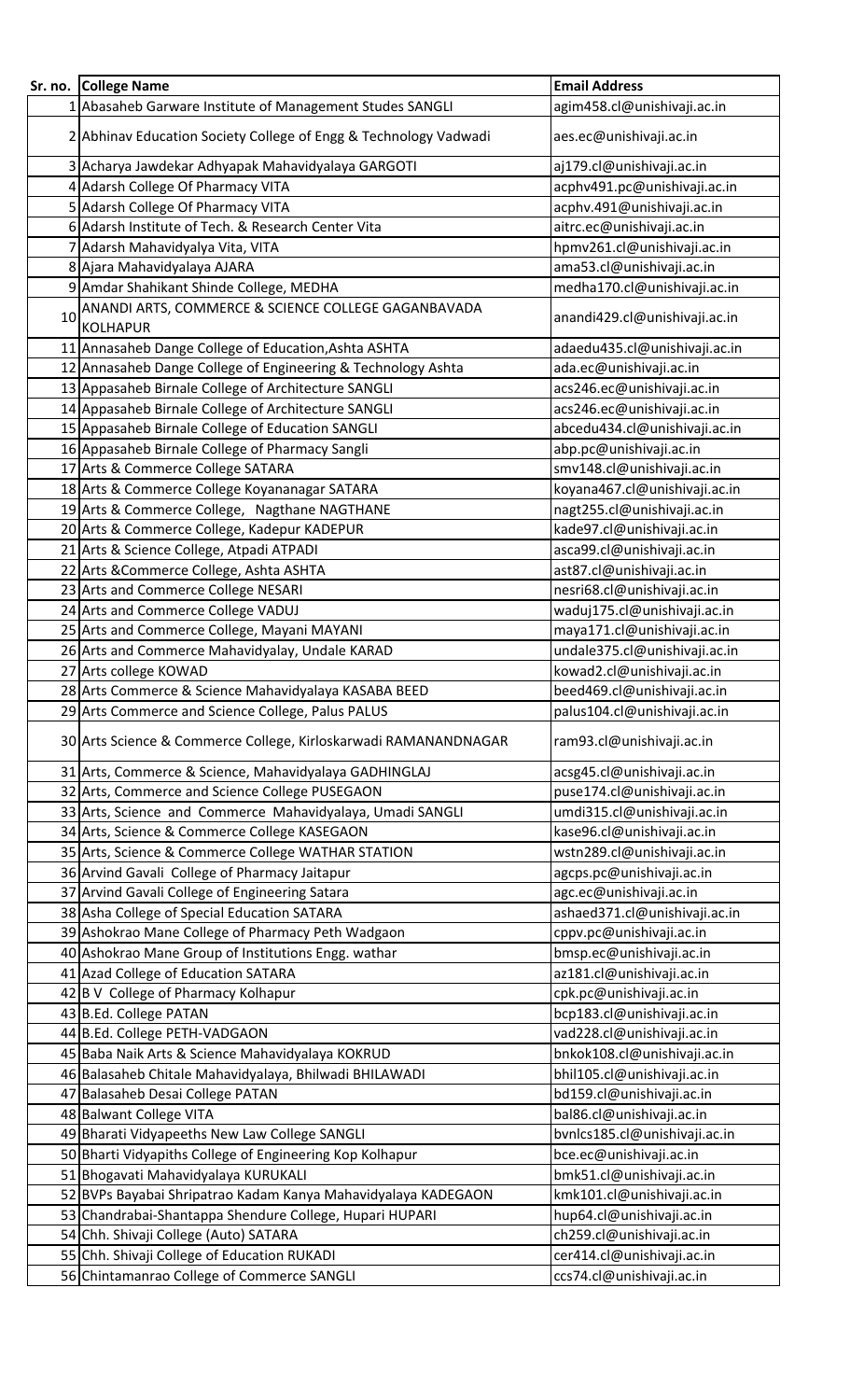| Sr. no. | College Name | Email Address |
|---|---|---|
| 1 | Abasaheb Garware Institute of Management Studes SANGLI | agim458.cl@unishivaji.ac.in |
| 2 | Abhinav Education Society College of Engg & Technology Vadwadi | aes.ec@unishivaji.ac.in |
| 3 | Acharya Jawdekar Adhyapak Mahavidyalaya GARGOTI | aj179.cl@unishivaji.ac.in |
| 4 | Adarsh College Of Pharmacy VITA | acphv491.pc@unishivaji.ac.in |
| 5 | Adarsh College Of Pharmacy VITA | acphv.491@unishivaji.ac.in |
| 6 | Adarsh Institute of Tech. & Research Center Vita | aitrc.ec@unishivaji.ac.in |
| 7 | Adarsh Mahavidyalya Vita, VITA | hpmv261.cl@unishivaji.ac.in |
| 8 | Ajara Mahavidyalaya AJARA | ama53.cl@unishivaji.ac.in |
| 9 | Amdar Shahikant Shinde College, MEDHA | medha170.cl@unishivaji.ac.in |
| 10 | ANANDI ARTS, COMMERCE & SCIENCE COLLEGE GAGANBAVADA KOLHAPUR | anandi429.cl@unishivaji.ac.in |
| 11 | Annasaheb Dange College of Education,Ashta ASHTA | adaedu435.cl@unishivaji.ac.in |
| 12 | Annasaheb Dange College of Engineering & Technology Ashta | ada.ec@unishivaji.ac.in |
| 13 | Appasaheb Birnale College of Architecture SANGLI | acs246.ec@unishivaji.ac.in |
| 14 | Appasaheb Birnale College of Architecture SANGLI | acs246.ec@unishivaji.ac.in |
| 15 | Appasaheb Birnale College of Education SANGLI | abcedu434.cl@unishivaji.ac.in |
| 16 | Appasaheb Birnale College of Pharmacy Sangli | abp.pc@unishivaji.ac.in |
| 17 | Arts & Commerce College SATARA | smv148.cl@unishivaji.ac.in |
| 18 | Arts & Commerce College Koyananagar SATARA | koyana467.cl@unishivaji.ac.in |
| 19 | Arts & Commerce College, Nagthane NAGTHANE | nagt255.cl@unishivaji.ac.in |
| 20 | Arts & Commerce College, Kadepur KADEPUR | kade97.cl@unishivaji.ac.in |
| 21 | Arts & Science College, Atpadi ATPADI | asca99.cl@unishivaji.ac.in |
| 22 | Arts &Commerce College, Ashta ASHTA | ast87.cl@unishivaji.ac.in |
| 23 | Arts and Commerce College NESARI | nesri68.cl@unishivaji.ac.in |
| 24 | Arts and Commerce College VADUJ | waduj175.cl@unishivaji.ac.in |
| 25 | Arts and Commerce College, Mayani MAYANI | maya171.cl@unishivaji.ac.in |
| 26 | Arts and Commerce Mahavidyalay, Undale KARAD | undale375.cl@unishivaji.ac.in |
| 27 | Arts college KOWAD | kowad2.cl@unishivaji.ac.in |
| 28 | Arts Commerce & Science Mahavidyalaya KASABA BEED | beed469.cl@unishivaji.ac.in |
| 29 | Arts Commerce and Science College, Palus PALUS | palus104.cl@unishivaji.ac.in |
| 30 | Arts Science & Commerce College, Kirloskarwadi RAMANANDNAGAR | ram93.cl@unishivaji.ac.in |
| 31 | Arts, Commerce & Science, Mahavidyalaya GADHINGLAJ | acsg45.cl@unishivaji.ac.in |
| 32 | Arts, Commerce and Science College PUSEGAON | puse174.cl@unishivaji.ac.in |
| 33 | Arts, Science and Commerce Mahavidyalaya, Umadi SANGLI | umdi315.cl@unishivaji.ac.in |
| 34 | Arts, Science & Commerce College KASEGAON | kase96.cl@unishivaji.ac.in |
| 35 | Arts, Science & Commerce College WATHAR STATION | wstn289.cl@unishivaji.ac.in |
| 36 | Arvind Gavali College of Pharmacy Jaitapur | agcps.pc@unishivaji.ac.in |
| 37 | Arvind Gavali College of Engineering Satara | agc.ec@unishivaji.ac.in |
| 38 | Asha College of Special Education SATARA | ashaed371.cl@unishivaji.ac.in |
| 39 | Ashokrao Mane College of Pharmacy Peth Wadgaon | cppv.pc@unishivaji.ac.in |
| 40 | Ashokrao Mane Group of Institutions Engg. wathar | bmsp.ec@unishivaji.ac.in |
| 41 | Azad College of Education SATARA | az181.cl@unishivaji.ac.in |
| 42 | B V College of Pharmacy Kolhapur | cpk.pc@unishivaji.ac.in |
| 43 | B.Ed. College PATAN | bcp183.cl@unishivaji.ac.in |
| 44 | B.Ed. College PETH-VADGAON | vad228.cl@unishivaji.ac.in |
| 45 | Baba Naik Arts & Science Mahavidyalaya KOKRUD | bnkok108.cl@unishivaji.ac.in |
| 46 | Balasaheb Chitale Mahavidyalaya, Bhilwadi BHILAWADI | bhil105.cl@unishivaji.ac.in |
| 47 | Balasaheb Desai College PATAN | bd159.cl@unishivaji.ac.in |
| 48 | Balwant College VITA | bal86.cl@unishivaji.ac.in |
| 49 | Bharati Vidyapeeths New Law College SANGLI | bvnlcs185.cl@unishivaji.ac.in |
| 50 | Bharti Vidyapiths College of Engineering Kop Kolhapur | bce.ec@unishivaji.ac.in |
| 51 | Bhogavati Mahavidyalaya KURUKALI | bmk51.cl@unishivaji.ac.in |
| 52 | BVPs Bayabai Shripatrao Kadam Kanya Mahavidyalaya KADEGAON | kmk101.cl@unishivaji.ac.in |
| 53 | Chandrabai-Shantappa Shendure College, Hupari HUPARI | hup64.cl@unishivaji.ac.in |
| 54 | Chh. Shivaji College (Auto) SATARA | ch259.cl@unishivaji.ac.in |
| 55 | Chh. Shivaji College of Education RUKADI | cer414.cl@unishivaji.ac.in |
| 56 | Chintamanrao College of Commerce SANGLI | ccs74.cl@unishivaji.ac.in |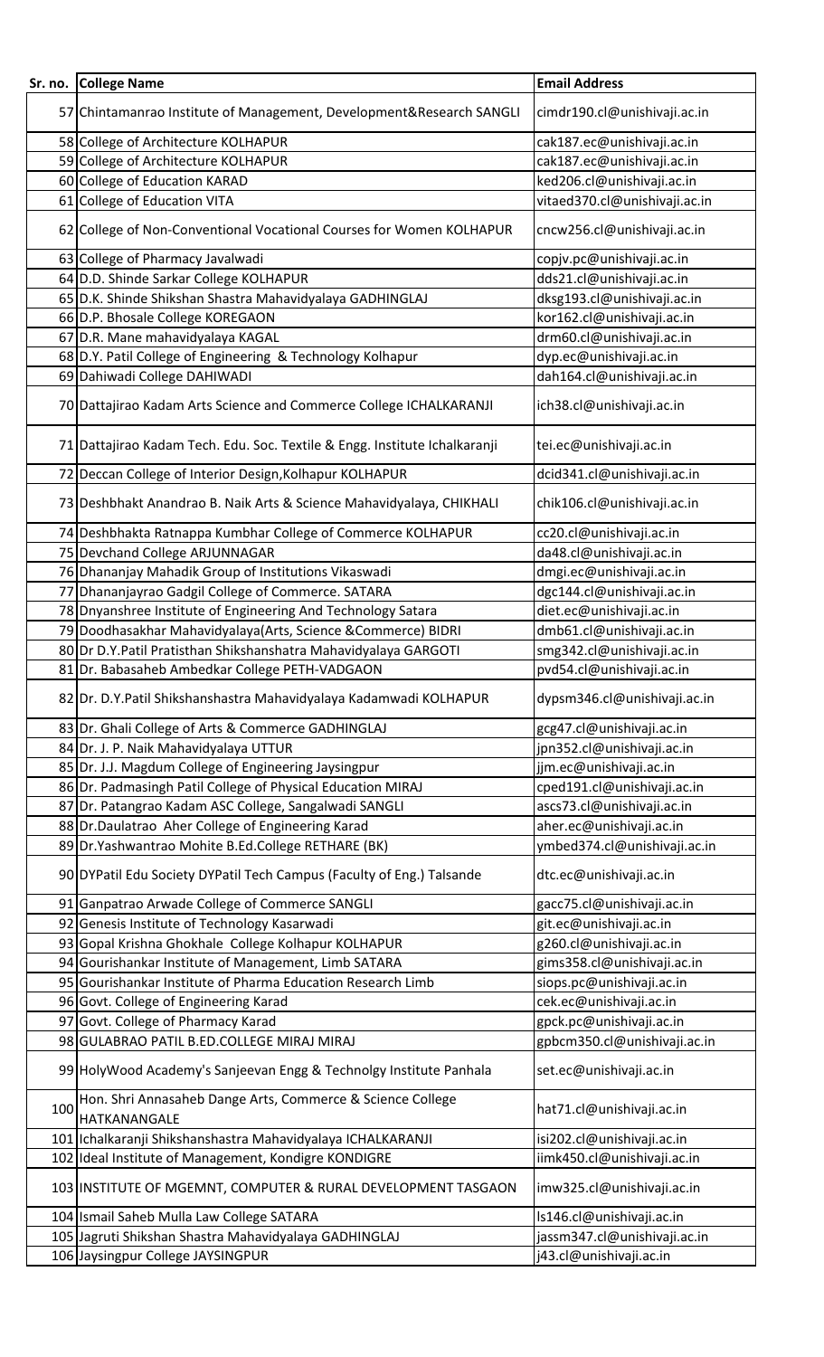| Sr. no. | College Name | Email Address |
|---|---|---|
| 57 | Chintamanrao Institute of Management, Development&Research SANGLI | cimdr190.cl@unishivaji.ac.in |
| 58 | College of Architecture KOLHAPUR | cak187.ec@unishivaji.ac.in |
| 59 | College of Architecture KOLHAPUR | cak187.ec@unishivaji.ac.in |
| 60 | College of Education KARAD | ked206.cl@unishivaji.ac.in |
| 61 | College of Education VITA | vitaed370.cl@unishivaji.ac.in |
| 62 | College of Non-Conventional Vocational Courses for Women KOLHAPUR | cncw256.cl@unishivaji.ac.in |
| 63 | College of Pharmacy Javalwadi | copjv.pc@unishivaji.ac.in |
| 64 | D.D. Shinde Sarkar College KOLHAPUR | dds21.cl@unishivaji.ac.in |
| 65 | D.K. Shinde Shikshan Shastra Mahavidyalaya GADHINGLAJ | dksg193.cl@unishivaji.ac.in |
| 66 | D.P. Bhosale College KOREGAON | kor162.cl@unishivaji.ac.in |
| 67 | D.R. Mane mahavidyalaya KAGAL | drm60.cl@unishivaji.ac.in |
| 68 | D.Y. Patil College of Engineering & Technology Kolhapur | dyp.ec@unishivaji.ac.in |
| 69 | Dahiwadi College DAHIWADI | dah164.cl@unishivaji.ac.in |
| 70 | Dattajirao Kadam Arts Science and Commerce College ICHALKARANJI | ich38.cl@unishivaji.ac.in |
| 71 | Dattajirao Kadam Tech. Edu. Soc. Textile & Engg. Institute Ichalkaranji | tei.ec@unishivaji.ac.in |
| 72 | Deccan College of Interior Design,Kolhapur KOLHAPUR | dcid341.cl@unishivaji.ac.in |
| 73 | Deshbhakt Anandrao B. Naik Arts & Science Mahavidyalaya, CHIKHALI | chik106.cl@unishivaji.ac.in |
| 74 | Deshbhakta Ratnappa Kumbhar College of Commerce KOLHAPUR | cc20.cl@unishivaji.ac.in |
| 75 | Devchand College ARJUNNAGAR | da48.cl@unishivaji.ac.in |
| 76 | Dhananjay Mahadik Group of Institutions Vikaswadi | dmgi.ec@unishivaji.ac.in |
| 77 | Dhananjayrao Gadgil College of Commerce. SATARA | dgc144.cl@unishivaji.ac.in |
| 78 | Dnyanshree Institute of Engineering And Technology Satara | diet.ec@unishivaji.ac.in |
| 79 | Doodhasakhar Mahavidyalaya(Arts, Science &Commerce) BIDRI | dmb61.cl@unishivaji.ac.in |
| 80 | Dr D.Y.Patil Pratisthan Shikshanshatra Mahavidyalaya GARGOTI | smg342.cl@unishivaji.ac.in |
| 81 | Dr. Babasaheb Ambedkar College PETH-VADGAON | pvd54.cl@unishivaji.ac.in |
| 82 | Dr. D.Y.Patil Shikshanshastra Mahavidyalaya Kadamwadi KOLHAPUR | dypsm346.cl@unishivaji.ac.in |
| 83 | Dr. Ghali College of Arts & Commerce GADHINGLAJ | gcg47.cl@unishivaji.ac.in |
| 84 | Dr. J. P. Naik Mahavidyalaya UTTUR | jpn352.cl@unishivaji.ac.in |
| 85 | Dr. J.J. Magdum College of Engineering Jaysingpur | jjm.ec@unishivaji.ac.in |
| 86 | Dr. Padmasingh Patil College of Physical Education MIRAJ | cped191.cl@unishivaji.ac.in |
| 87 | Dr. Patangrao Kadam ASC College, Sangalwadi SANGLI | ascs73.cl@unishivaji.ac.in |
| 88 | Dr.Daulatrao Aher College of Engineering Karad | aher.ec@unishivaji.ac.in |
| 89 | Dr.Yashwantrao Mohite B.Ed.College RETHARE (BK) | ymbed374.cl@unishivaji.ac.in |
| 90 | DYPatil Edu Society DYPatil Tech Campus (Faculty of Eng.) Talsande | dtc.ec@unishivaji.ac.in |
| 91 | Ganpatrao Arwade College of Commerce SANGLI | gacc75.cl@unishivaji.ac.in |
| 92 | Genesis Institute of Technology Kasarwadi | git.ec@unishivaji.ac.in |
| 93 | Gopal Krishna Ghokhale College Kolhapur KOLHAPUR | g260.cl@unishivaji.ac.in |
| 94 | Gourishankar Institute of Management, Limb SATARA | gims358.cl@unishivaji.ac.in |
| 95 | Gourishankar Institute of Pharma Education Research Limb | siops.pc@unishivaji.ac.in |
| 96 | Govt. College of Engineering Karad | cek.ec@unishivaji.ac.in |
| 97 | Govt. College of Pharmacy Karad | gpck.pc@unishivaji.ac.in |
| 98 | GULABRAO PATIL B.ED.COLLEGE MIRAJ MIRAJ | gpbcm350.cl@unishivaji.ac.in |
| 99 | HolyWood Academy's Sanjeevan Engg & Technolgy Institute Panhala | set.ec@unishivaji.ac.in |
| 100 | Hon. Shri Annasaheb Dange Arts, Commerce & Science College HATKANANGALE | hat71.cl@unishivaji.ac.in |
| 101 | Ichalkaranji Shikshanshastra Mahavidyalaya ICHALKARANJI | isi202.cl@unishivaji.ac.in |
| 102 | Ideal Institute of Management, Kondigre KONDIGRE | iimk450.cl@unishivaji.ac.in |
| 103 | INSTITUTE OF MGEMNT, COMPUTER & RURAL DEVELOPMENT TASGAON | imw325.cl@unishivaji.ac.in |
| 104 | Ismail Saheb Mulla Law College SATARA | ls146.cl@unishivaji.ac.in |
| 105 | Jagruti Shikshan Shastra Mahavidyalaya GADHINGLAJ | jassm347.cl@unishivaji.ac.in |
| 106 | Jaysingpur College JAYSINGPUR | j43.cl@unishivaji.ac.in |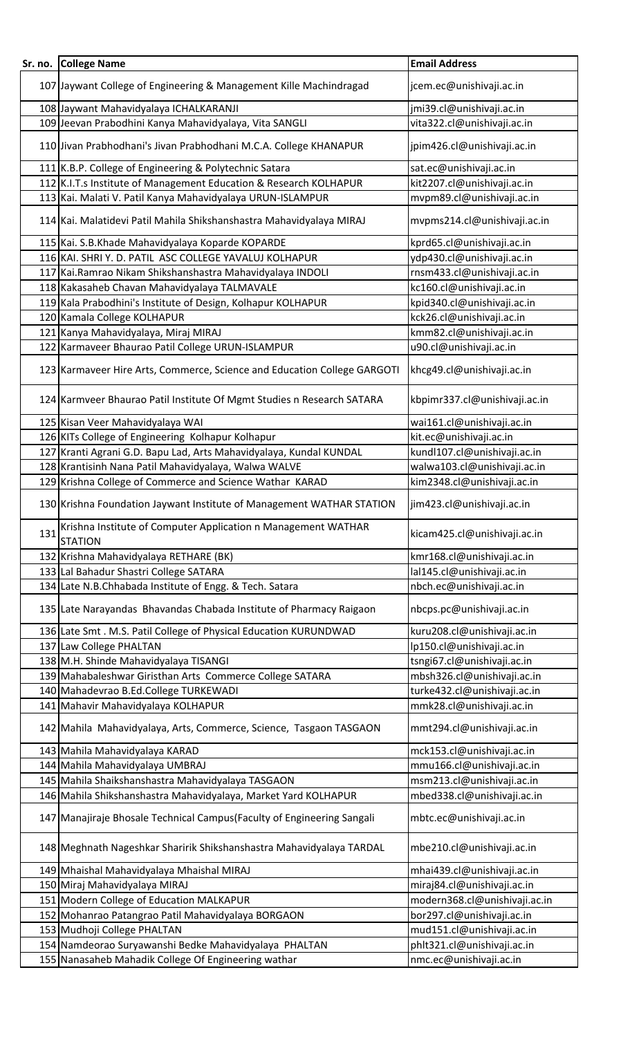| Sr. no. | College Name | Email Address |
|---|---|---|
| 107 | Jaywant College of Engineering & Management Kille Machindragad | jcem.ec@unishivaji.ac.in |
| 108 | Jaywant Mahavidyalaya ICHALKARANJI | jmi39.cl@unishivaji.ac.in |
| 109 | Jeevan Prabodhini Kanya Mahavidyalaya, Vita SANGLI | vita322.cl@unishivaji.ac.in |
| 110 | Jivan Prabhodhani's Jivan Prabhodhani M.C.A. College KHANAPUR | jpim426.cl@unishivaji.ac.in |
| 111 | K.B.P. College of Engineering & Polytechnic Satara | sat.ec@unishivaji.ac.in |
| 112 | K.I.T.s Institute of Management Education & Research KOLHAPUR | kit2207.cl@unishivaji.ac.in |
| 113 | Kai. Malati V. Patil Kanya Mahavidyalaya URUN-ISLAMPUR | mvpm89.cl@unishivaji.ac.in |
| 114 | Kai. Malatidevi Patil Mahila Shikshanshastra Mahavidyalaya MIRAJ | mvpms214.cl@unishivaji.ac.in |
| 115 | Kai. S.B.Khade Mahavidyalaya Koparde KOPARDE | kprd65.cl@unishivaji.ac.in |
| 116 | KAI. SHRI Y. D. PATIL ASC COLLEGE YAVALUJ KOLHAPUR | ydp430.cl@unishivaji.ac.in |
| 117 | Kai.Ramrao Nikam Shikshanshastra Mahavidyalaya INDOLI | rnsm433.cl@unishivaji.ac.in |
| 118 | Kakasaheb Chavan Mahavidyalaya TALMAVALE | kc160.cl@unishivaji.ac.in |
| 119 | Kala Prabodhini's Institute of Design, Kolhapur KOLHAPUR | kpid340.cl@unishivaji.ac.in |
| 120 | Kamala College KOLHAPUR | kck26.cl@unishivaji.ac.in |
| 121 | Kanya Mahavidyalaya, Miraj MIRAJ | kmm82.cl@unishivaji.ac.in |
| 122 | Karmaveer Bhaurao Patil College URUN-ISLAMPUR | u90.cl@unishivaji.ac.in |
| 123 | Karmaveer Hire Arts, Commerce, Science and Education College GARGOTI | khcg49.cl@unishivaji.ac.in |
| 124 | Karmveer Bhaurao Patil Institute Of Mgmt Studies n Research SATARA | kbpimr337.cl@unishivaji.ac.in |
| 125 | Kisan Veer Mahavidyalaya WAI | wai161.cl@unishivaji.ac.in |
| 126 | KITs College of Engineering Kolhapur Kolhapur | kit.ec@unishivaji.ac.in |
| 127 | Kranti Agrani G.D. Bapu Lad, Arts Mahavidyalaya, Kundal KUNDAL | kundl107.cl@unishivaji.ac.in |
| 128 | Krantisinh Nana Patil Mahavidyalaya, Walwa WALVE | walwa103.cl@unishivaji.ac.in |
| 129 | Krishna College of Commerce and Science Wathar KARAD | kim2348.cl@unishivaji.ac.in |
| 130 | Krishna Foundation Jaywant Institute of Management WATHAR STATION | jim423.cl@unishivaji.ac.in |
| 131 | Krishna Institute of Computer Application n Management WATHAR STATION | kicam425.cl@unishivaji.ac.in |
| 132 | Krishna Mahavidyalaya RETHARE (BK) | kmr168.cl@unishivaji.ac.in |
| 133 | Lal Bahadur Shastri College SATARA | lal145.cl@unishivaji.ac.in |
| 134 | Late N.B.Chhabada Institute of Engg. & Tech. Satara | nbch.ec@unishivaji.ac.in |
| 135 | Late Narayandas Bhavandas Chabada Institute of Pharmacy Raigaon | nbcps.pc@unishivaji.ac.in |
| 136 | Late Smt . M.S. Patil College of Physical Education KURUNDWAD | kuru208.cl@unishivaji.ac.in |
| 137 | Law College PHALTAN | lp150.cl@unishivaji.ac.in |
| 138 | M.H. Shinde Mahavidyalaya TISANGI | tsngi67.cl@unishivaji.ac.in |
| 139 | Mahabaleshwar Giristhan Arts Commerce College SATARA | mbsh326.cl@unishivaji.ac.in |
| 140 | Mahadevrao B.Ed.College TURKEWADI | turke432.cl@unishivaji.ac.in |
| 141 | Mahavir Mahavidyalaya KOLHAPUR | mmk28.cl@unishivaji.ac.in |
| 142 | Mahila Mahavidyalaya, Arts, Commerce, Science, Tasgaon TASGAON | mmt294.cl@unishivaji.ac.in |
| 143 | Mahila Mahavidyalaya KARAD | mck153.cl@unishivaji.ac.in |
| 144 | Mahila Mahavidyalaya UMBRAJ | mmu166.cl@unishivaji.ac.in |
| 145 | Mahila Shaikshanshastra Mahavidyalaya TASGAON | msm213.cl@unishivaji.ac.in |
| 146 | Mahila Shikshanshastra Mahavidyalaya, Market Yard KOLHAPUR | mbed338.cl@unishivaji.ac.in |
| 147 | Manajiraje Bhosale Technical Campus(Faculty of Engineering Sangali | mbtc.ec@unishivaji.ac.in |
| 148 | Meghnath Nageshkar Sharirik Shikshanshastra Mahavidyalaya TARDAL | mbe210.cl@unishivaji.ac.in |
| 149 | Mhaishal Mahavidyalaya Mhaishal MIRAJ | mhai439.cl@unishivaji.ac.in |
| 150 | Miraj Mahavidyalaya MIRAJ | miraj84.cl@unishivaji.ac.in |
| 151 | Modern College of Education MALKAPUR | modern368.cl@unishivaji.ac.in |
| 152 | Mohanrao Patangrao Patil Mahavidyalaya BORGAON | bor297.cl@unishivaji.ac.in |
| 153 | Mudhoji College PHALTAN | mud151.cl@unishivaji.ac.in |
| 154 | Namdeorao Suryawanshi Bedke Mahavidyalaya PHALTAN | phlt321.cl@unishivaji.ac.in |
| 155 | Nanasaheb Mahadik College Of Engineering wathar | nmc.ec@unishivaji.ac.in |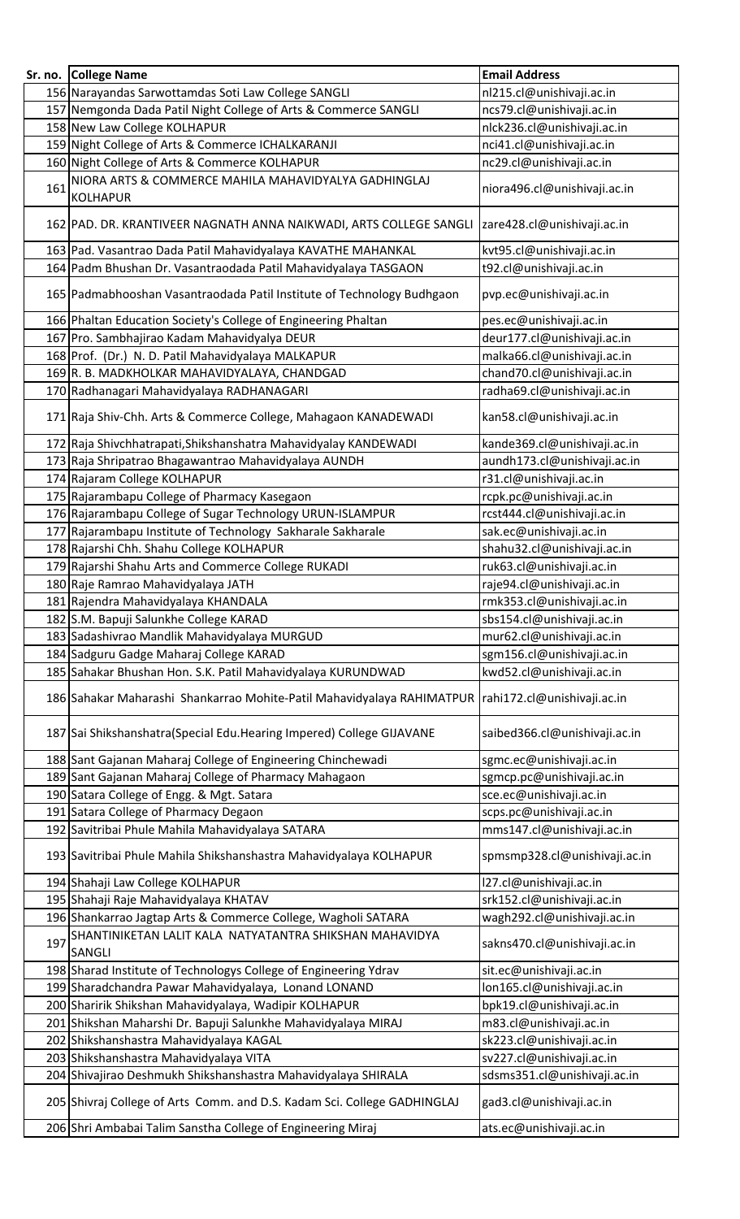| Sr. no. | College Name | Email Address |
|---|---|---|
| 156 | Narayandas Sarwottamdas Soti Law College SANGLI | nl215.cl@unishivaji.ac.in |
| 157 | Nemgonda Dada Patil Night College of Arts & Commerce SANGLI | ncs79.cl@unishivaji.ac.in |
| 158 | New Law College KOLHAPUR | nlck236.cl@unishivaji.ac.in |
| 159 | Night College of Arts & Commerce ICHALKARANJI | nci41.cl@unishivaji.ac.in |
| 160 | Night College of Arts & Commerce KOLHAPUR | nc29.cl@unishivaji.ac.in |
| 161 | NIORA ARTS & COMMERCE MAHILA MAHAVIDYALYA GADHINGLAJ KOLHAPUR | niora496.cl@unishivaji.ac.in |
| 162 | PAD. DR. KRANTIVEER NAGNATH ANNA NAIKWADI, ARTS COLLEGE SANGLI | zare428.cl@unishivaji.ac.in |
| 163 | Pad. Vasantrao Dada Patil Mahavidyalaya KAVATHE MAHANKAL | kvt95.cl@unishivaji.ac.in |
| 164 | Padm Bhushan Dr. Vasantraodada Patil Mahavidyalaya TASGAON | t92.cl@unishivaji.ac.in |
| 165 | Padmabhooshan Vasantraodada Patil Institute of Technology Budhgaon | pvp.ec@unishivaji.ac.in |
| 166 | Phaltan Education Society's College of Engineering Phaltan | pes.ec@unishivaji.ac.in |
| 167 | Pro. Sambhajirao Kadam Mahavidyalya DEUR | deur177.cl@unishivaji.ac.in |
| 168 | Prof. (Dr.) N. D. Patil Mahavidyalaya MALKAPUR | malka66.cl@unishivaji.ac.in |
| 169 | R. B. MADKHOLKAR MAHAVIDYALAYA, CHANDGAD | chand70.cl@unishivaji.ac.in |
| 170 | Radhanagari Mahavidyalaya RADHANAGARI | radha69.cl@unishivaji.ac.in |
| 171 | Raja Shiv-Chh. Arts & Commerce College, Mahagaon KANADEWADI | kan58.cl@unishivaji.ac.in |
| 172 | Raja Shivchhatrapati,Shikshanshatra Mahavidyalay KANDEWADI | kande369.cl@unishivaji.ac.in |
| 173 | Raja Shripatrao Bhagawantrao Mahavidyalaya AUNDH | aundh173.cl@unishivaji.ac.in |
| 174 | Rajaram College KOLHAPUR | r31.cl@unishivaji.ac.in |
| 175 | Rajarambapu College of Pharmacy Kasegaon | rcpk.pc@unishivaji.ac.in |
| 176 | Rajarambapu College of Sugar Technology URUN-ISLAMPUR | rcst444.cl@unishivaji.ac.in |
| 177 | Rajarambapu Institute of Technology Sakharale Sakharale | sak.ec@unishivaji.ac.in |
| 178 | Rajarshi Chh. Shahu College KOLHAPUR | shahu32.cl@unishivaji.ac.in |
| 179 | Rajarshi Shahu Arts and Commerce College RUKADI | ruk63.cl@unishivaji.ac.in |
| 180 | Raje Ramrao Mahavidyalaya JATH | raje94.cl@unishivaji.ac.in |
| 181 | Rajendra Mahavidyalaya KHANDALA | rmk353.cl@unishivaji.ac.in |
| 182 | S.M. Bapuji Salunkhe College KARAD | sbs154.cl@unishivaji.ac.in |
| 183 | Sadashivrao Mandlik Mahavidyalaya MURGUD | mur62.cl@unishivaji.ac.in |
| 184 | Sadguru Gadge Maharaj College KARAD | sgm156.cl@unishivaji.ac.in |
| 185 | Sahakar Bhushan Hon. S.K. Patil Mahavidyalaya KURUNDWAD | kwd52.cl@unishivaji.ac.in |
| 186 | Sahakar Maharashi Shankarrao Mohite-Patil Mahavidyalaya RAHIMATPUR | rahi172.cl@unishivaji.ac.in |
| 187 | Sai Shikshanshatra(Special Edu.Hearing Impered) College GIJAVANE | saibed366.cl@unishivaji.ac.in |
| 188 | Sant Gajanan Maharaj College of Engineering Chinchewadi | sgmc.ec@unishivaji.ac.in |
| 189 | Sant Gajanan Maharaj College of Pharmacy Mahagaon | sgmcp.pc@unishivaji.ac.in |
| 190 | Satara College of Engg. & Mgt. Satara | sce.ec@unishivaji.ac.in |
| 191 | Satara College of Pharmacy Degaon | scps.pc@unishivaji.ac.in |
| 192 | Savitribai Phule Mahila Mahavidyalaya SATARA | mms147.cl@unishivaji.ac.in |
| 193 | Savitribai Phule Mahila Shikshanshastra Mahavidyalaya KOLHAPUR | spmsmp328.cl@unishivaji.ac.in |
| 194 | Shahaji Law College KOLHAPUR | l27.cl@unishivaji.ac.in |
| 195 | Shahaji Raje Mahavidyalaya KHATAV | srk152.cl@unishivaji.ac.in |
| 196 | Shankarrao Jagtap Arts & Commerce College, Wagholi SATARA | wagh292.cl@unishivaji.ac.in |
| 197 | SHANTINIKETAN LALIT KALA NATYATANTRA SHIKSHAN MAHAVIDYA SANGLI | sakns470.cl@unishivaji.ac.in |
| 198 | Sharad Institute of Technologys College of Engineering Ydrav | sit.ec@unishivaji.ac.in |
| 199 | Sharadchandra Pawar Mahavidyalaya, Lonand LONAND | lon165.cl@unishivaji.ac.in |
| 200 | Sharirik Shikshan Mahavidyalaya, Wadipir KOLHAPUR | bpk19.cl@unishivaji.ac.in |
| 201 | Shikshan Maharshi Dr. Bapuji Salunkhe Mahavidyalaya MIRAJ | m83.cl@unishivaji.ac.in |
| 202 | Shikshanshastra Mahavidyalaya KAGAL | sk223.cl@unishivaji.ac.in |
| 203 | Shikshanshastra Mahavidyalaya VITA | sv227.cl@unishivaji.ac.in |
| 204 | Shivajirao Deshmukh Shikshanshastra Mahavidyalaya SHIRALA | sdsms351.cl@unishivaji.ac.in |
| 205 | Shivraj College of Arts Comm. and D.S. Kadam Sci. College GADHINGLAJ | gad3.cl@unishivaji.ac.in |
| 206 | Shri Ambabai Talim Sanstha College of Engineering Miraj | ats.ec@unishivaji.ac.in |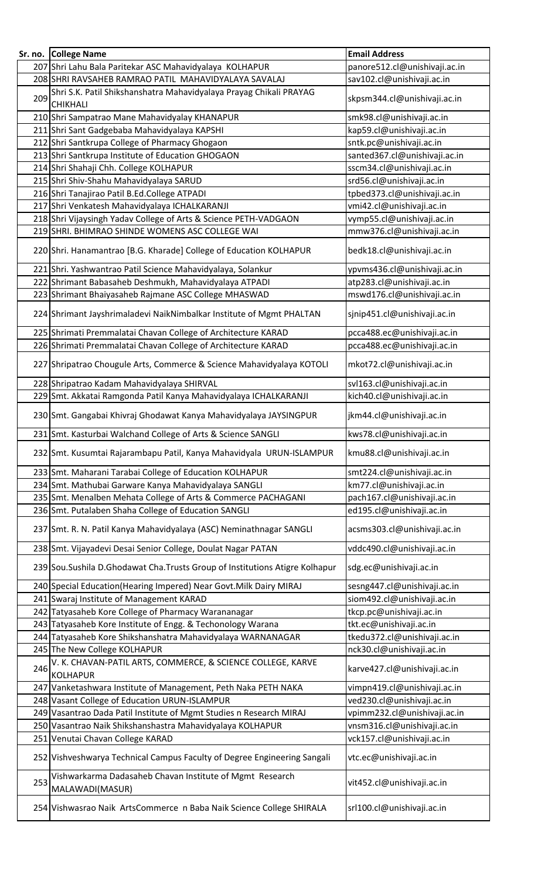| Sr. no. | College Name | Email Address |
|---|---|---|
| 207 | Shri Lahu Bala Paritekar ASC Mahavidyalaya KOLHAPUR | panore512.cl@unishivaji.ac.in |
| 208 | SHRI RAVSAHEB RAMRAO PATIL MAHAVIDYALAYA SAVALAJ | sav102.cl@unishivaji.ac.in |
| 209 | Shri S.K. Patil Shikshanshatra Mahavidyalaya Prayag Chikali PRAYAG CHIKHALI | skpsm344.cl@unishivaji.ac.in |
| 210 | Shri Sampatrao Mane Mahavidyalay KHANAPUR | smk98.cl@unishivaji.ac.in |
| 211 | Shri Sant Gadgebaba Mahavidyalaya KAPSHI | kap59.cl@unishivaji.ac.in |
| 212 | Shri Santkrupa College of Pharmacy Ghogaon | sntk.pc@unishivaji.ac.in |
| 213 | Shri Santkrupa Institute of Education GHOGAON | santed367.cl@unishivaji.ac.in |
| 214 | Shri Shahaji Chh. College KOLHAPUR | sscm34.cl@unishivaji.ac.in |
| 215 | Shri Shiv-Shahu Mahavidyalaya SARUD | srd56.cl@unishivaji.ac.in |
| 216 | Shri Tanajirao Patil B.Ed.College ATPADI | tpbed373.cl@unishivaji.ac.in |
| 217 | Shri Venkatesh Mahavidyalaya ICHALKARANJI | vmi42.cl@unishivaji.ac.in |
| 218 | Shri Vijaysingh Yadav College of Arts & Science PETH-VADGAON | vymp55.cl@unishivaji.ac.in |
| 219 | SHRI. BHIMRAO SHINDE WOMENS ASC COLLEGE WAI | mmw376.cl@unishivaji.ac.in |
| 220 | Shri. Hanamantrao [B.G. Kharade] College of Education KOLHAPUR | bedk18.cl@unishivaji.ac.in |
| 221 | Shri. Yashwantrao Patil Science Mahavidyalaya, Solankur | ypvms436.cl@unishivaji.ac.in |
| 222 | Shrimant Babasaheb Deshmukh, Mahavidyalaya ATPADI | atp283.cl@unishivaji.ac.in |
| 223 | Shrimant Bhaiyasaheb Rajmane ASC College MHASWAD | mswd176.cl@unishivaji.ac.in |
| 224 | Shrimant Jayshrimaladevi NaikNimbalkar Institute of Mgmt PHALTAN | sjnip451.cl@unishivaji.ac.in |
| 225 | Shrimati Premmalatai Chavan College of Architecture KARAD | pcca488.ec@unishivaji.ac.in |
| 226 | Shrimati Premmalatai Chavan College of Architecture KARAD | pcca488.ec@unishivaji.ac.in |
| 227 | Shripatrao Chougule Arts, Commerce & Science Mahavidyalaya KOTOLI | mkot72.cl@unishivaji.ac.in |
| 228 | Shripatrao Kadam Mahavidyalaya SHIRVAL | svl163.cl@unishivaji.ac.in |
| 229 | Smt. Akkatai Ramgonda Patil Kanya Mahavidyalaya ICHALKARANJI | kich40.cl@unishivaji.ac.in |
| 230 | Smt. Gangabai Khivraj Ghodawat Kanya Mahavidyalaya JAYSINGPUR | jkm44.cl@unishivaji.ac.in |
| 231 | Smt. Kasturbai Walchand College of Arts & Science SANGLI | kws78.cl@unishivaji.ac.in |
| 232 | Smt. Kusumtai Rajarambapu Patil, Kanya Mahavidyala URUN-ISLAMPUR | kmu88.cl@unishivaji.ac.in |
| 233 | Smt. Maharani Tarabai College of Education KOLHAPUR | smt224.cl@unishivaji.ac.in |
| 234 | Smt. Mathubai Garware Kanya Mahavidyalaya SANGLI | km77.cl@unishivaji.ac.in |
| 235 | Smt. Menalben Mehata College of Arts & Commerce PACHAGANI | pach167.cl@unishivaji.ac.in |
| 236 | Smt. Putalaben Shaha College of Education SANGLI | ed195.cl@unishivaji.ac.in |
| 237 | Smt. R. N. Patil Kanya Mahavidyalaya (ASC) Neminathnagar SANGLI | acsms303.cl@unishivaji.ac.in |
| 238 | Smt. Vijayadevi Desai Senior College, Doulat Nagar PATAN | vddc490.cl@unishivaji.ac.in |
| 239 | Sou.Sushila D.Ghodawat Cha.Trusts Group of Institutions Atigre Kolhapur | sdg.ec@unishivaji.ac.in |
| 240 | Special Education(Hearing Impered) Near Govt.Milk Dairy MIRAJ | sesng447.cl@unishivaji.ac.in |
| 241 | Swaraj Institute of Management KARAD | siom492.cl@unishivaji.ac.in |
| 242 | Tatyasaheb Kore College of Pharmacy Warananagar | tkcp.pc@unishivaji.ac.in |
| 243 | Tatyasaheb Kore Institute of Engg. & Techonology Warana | tkt.ec@unishivaji.ac.in |
| 244 | Tatyasaheb Kore Shikshanshatra Mahavidyalaya WARNANAGAR | tkedu372.cl@unishivaji.ac.in |
| 245 | The New College KOLHAPUR | nck30.cl@unishivaji.ac.in |
| 246 | V. K. CHAVAN-PATIL ARTS, COMMERCE, & SCIENCE COLLEGE, KARVE KOLHAPUR | karve427.cl@unishivaji.ac.in |
| 247 | Vanketashwara Institute of Management, Peth Naka PETH NAKA | vimpn419.cl@unishivaji.ac.in |
| 248 | Vasant College of Education URUN-ISLAMPUR | ved230.cl@unishivaji.ac.in |
| 249 | Vasantrao Dada Patil Institute of Mgmt Studies n Research MIRAJ | vpimm232.cl@unishivaji.ac.in |
| 250 | Vasantrao Naik Shikshanshastra Mahavidyalaya KOLHAPUR | vnsm316.cl@unishivaji.ac.in |
| 251 | Venutai Chavan College KARAD | vck157.cl@unishivaji.ac.in |
| 252 | Vishveshwarya Technical Campus Faculty of Degree Engineering Sangali | vtc.ec@unishivaji.ac.in |
| 253 | Vishwarkarma Dadasaheb Chavan Institute of Mgmt Research MALAWADI(MASUR) | vit452.cl@unishivaji.ac.in |
| 254 | Vishwasrao Naik ArtsCommerce n Baba Naik Science College SHIRALA | srl100.cl@unishivaji.ac.in |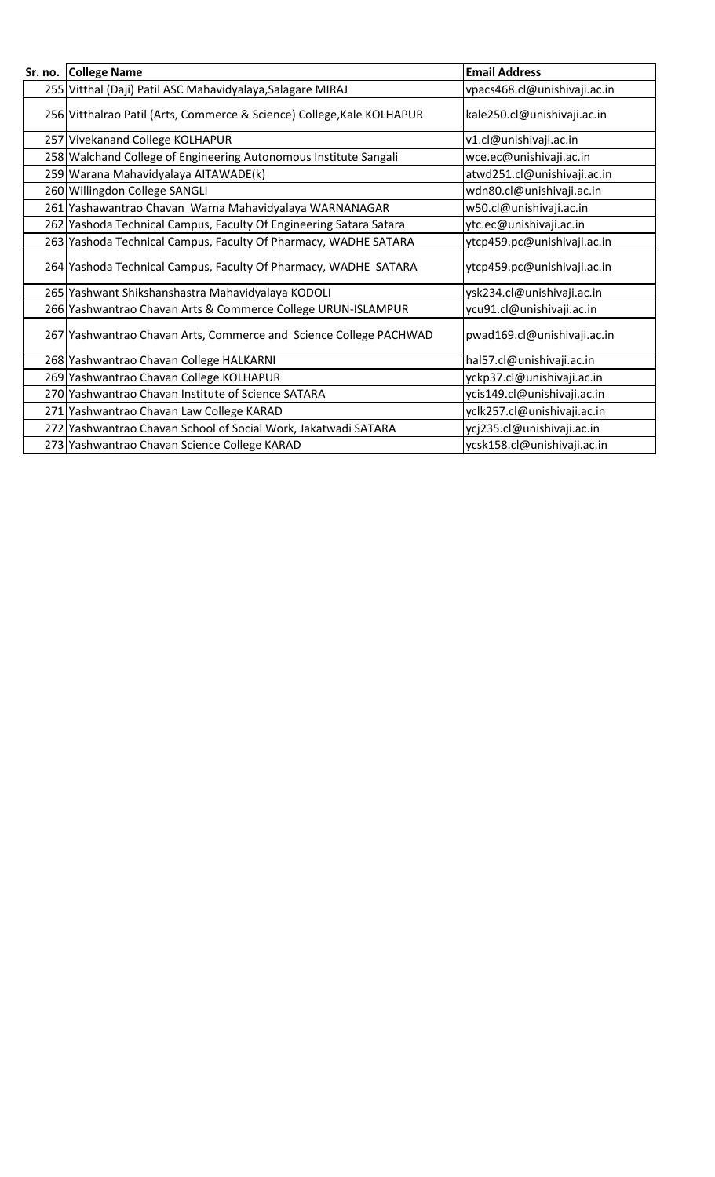| Sr. no. | College Name | Email Address |
|---|---|---|
| 255 | Vitthal (Daji) Patil ASC Mahavidyalaya,Salagare MIRAJ | vpacs468.cl@unishivaji.ac.in |
| 256 | Vitthalrao Patil (Arts, Commerce & Science) College,Kale KOLHAPUR | kale250.cl@unishivaji.ac.in |
| 257 | Vivekanand College KOLHAPUR | v1.cl@unishivaji.ac.in |
| 258 | Walchand College of Engineering Autonomous Institute Sangali | wce.ec@unishivaji.ac.in |
| 259 | Warana Mahavidyalaya AITAWADE(k) | atwd251.cl@unishivaji.ac.in |
| 260 | Willingdon College SANGLI | wdn80.cl@unishivaji.ac.in |
| 261 | Yashawantrao Chavan Warna Mahavidyalaya WARNANAGAR | w50.cl@unishivaji.ac.in |
| 262 | Yashoda Technical Campus, Faculty Of Engineering Satara Satara | ytc.ec@unishivaji.ac.in |
| 263 | Yashoda Technical Campus, Faculty Of Pharmacy, WADHE SATARA | ytcp459.pc@unishivaji.ac.in |
| 264 | Yashoda Technical Campus, Faculty Of Pharmacy, WADHE SATARA | ytcp459.pc@unishivaji.ac.in |
| 265 | Yashwant Shikshanshastra Mahavidyalaya KODOLI | ysk234.cl@unishivaji.ac.in |
| 266 | Yashwantrao Chavan Arts & Commerce College URUN-ISLAMPUR | ycu91.cl@unishivaji.ac.in |
| 267 | Yashwantrao Chavan Arts, Commerce and Science College PACHWAD | pwad169.cl@unishivaji.ac.in |
| 268 | Yashwantrao Chavan College HALKARNI | hal57.cl@unishivaji.ac.in |
| 269 | Yashwantrao Chavan College KOLHAPUR | yckp37.cl@unishivaji.ac.in |
| 270 | Yashwantrao Chavan Institute of Science SATARA | ycis149.cl@unishivaji.ac.in |
| 271 | Yashwantrao Chavan Law College KARAD | yclk257.cl@unishivaji.ac.in |
| 272 | Yashwantrao Chavan School of Social Work, Jakatwadi SATARA | ycj235.cl@unishivaji.ac.in |
| 273 | Yashwantrao Chavan Science College KARAD | ycsk158.cl@unishivaji.ac.in |